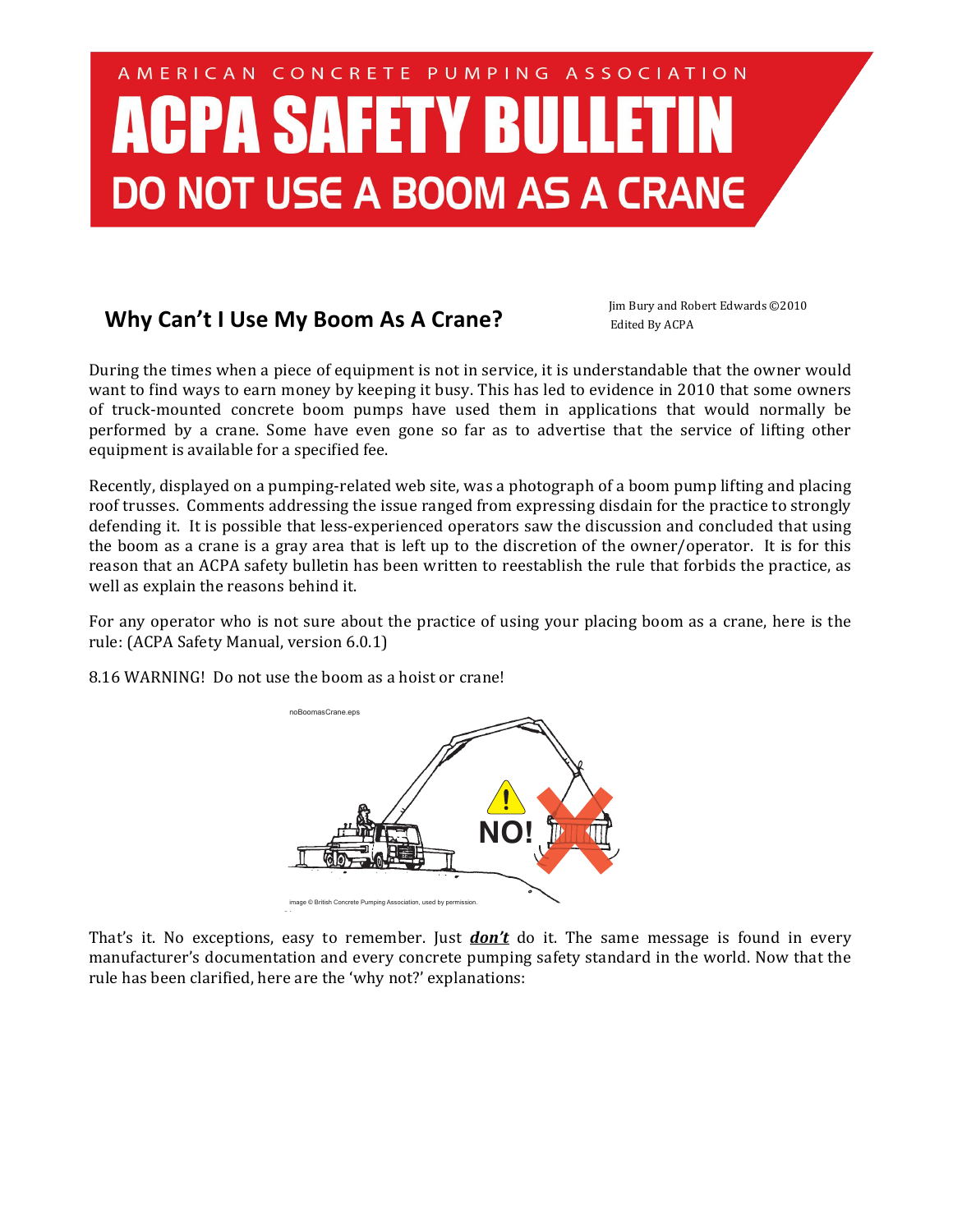AMERICAN CONCRETE PUMPING ASSOCIATION

# ACPA SAFETY BULLETIN

## DO NOT USE A BOOM AS A CRANE

### Why Can't I Use My Boom As A Crane?

Jim Bury and Robert Edwards ©2010
Edited By ACPA

During the times when a piece of equipment is not in service, it is understandable that the owner would want to find ways to earn money by keeping it busy. This has led to evidence in 2010 that some owners of truck-mounted concrete boom pumps have used them in applications that would normally be performed by a crane. Some have even gone so far as to advertise that the service of lifting other equipment is available for a specified fee.

Recently, displayed on a pumping-related web site, was a photograph of a boom pump lifting and placing roof trusses. Comments addressing the issue ranged from expressing disdain for the practice to strongly defending it. It is possible that less-experienced operators saw the discussion and concluded that using the boom as a crane is a gray area that is left up to the discretion of the owner/operator. It is for this reason that an ACPA safety bulletin has been written to reestablish the rule that forbids the practice, as well as explain the reasons behind it.

For any operator who is not sure about the practice of using your placing boom as a crane, here is the rule: (ACPA Safety Manual, version 6.0.1)

8.16 WARNING! Do not use the boom as a hoist or crane!

image © British Concrete Pumping Association, used by permission.

That's it. No exceptions, easy to remember. Just ***don't*** do it. The same message is found in every manufacturer's documentation and every concrete pumping safety standard in the world. Now that the rule has been clarified, here are the 'why not?' explanations: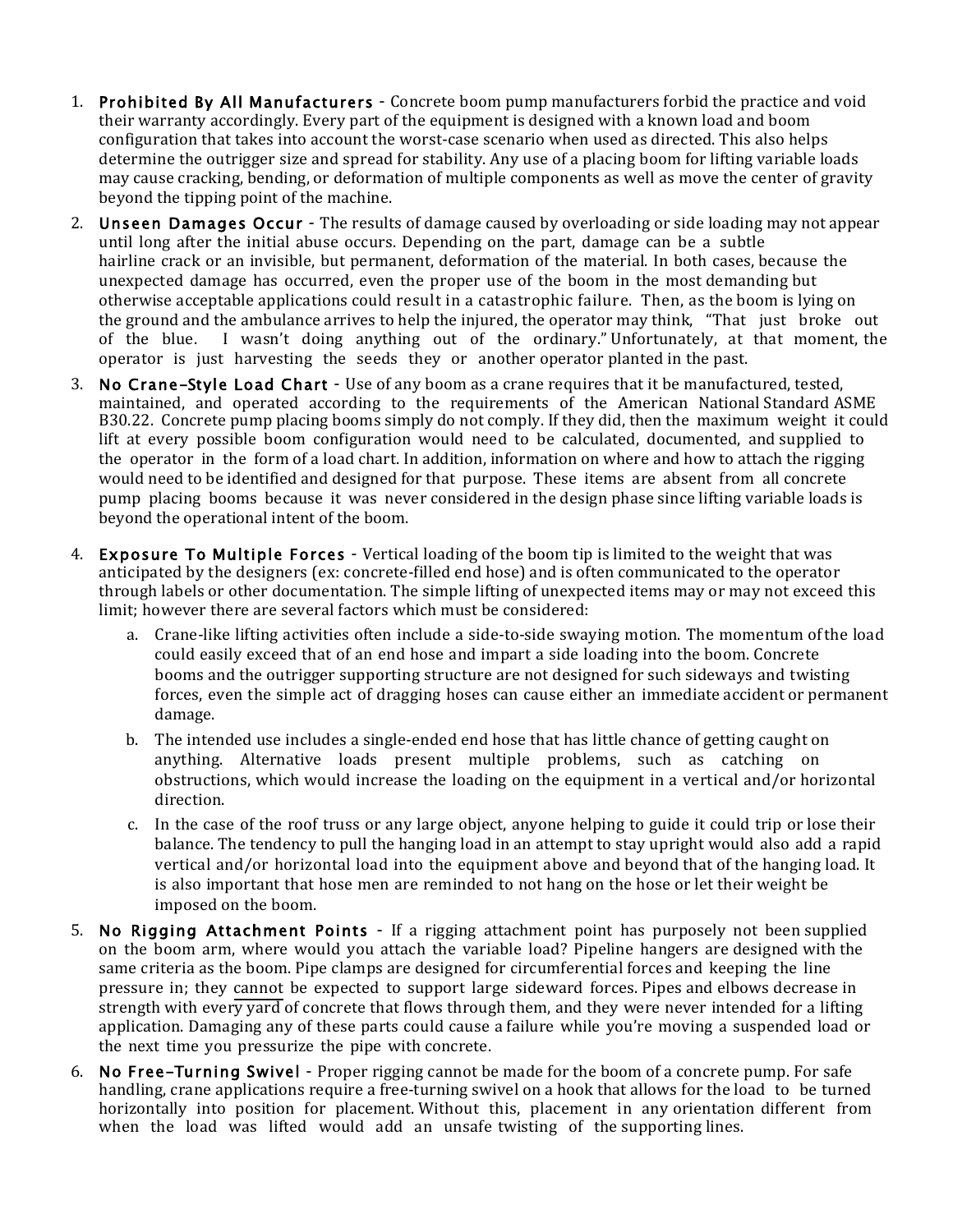1. **Prohibited By All Manufacturers** - Concrete boom pump manufacturers forbid the practice and void their warranty accordingly. Every part of the equipment is designed with a known load and boom configuration that takes into account the worst-case scenario when used as directed. This also helps determine the outrigger size and spread for stability. Any use of a placing boom for lifting variable loads may cause cracking, bending, or deformation of multiple components as well as move the center of gravity beyond the tipping point of the machine.

2. **Unseen Damages Occur** - The results of damage caused by overloading or side loading may not appear until long after the initial abuse occurs. Depending on the part, damage can be a subtle hairline crack or an invisible, but permanent, deformation of the material. In both cases, because the unexpected damage has occurred, even the proper use of the boom in the most demanding but otherwise acceptable applications could result in a catastrophic failure. Then, as the boom is lying on the ground and the ambulance arrives to help the injured, the operator may think, "That just broke out of the blue. I wasn't doing anything out of the ordinary." Unfortunately, at that moment, the operator is just harvesting the seeds they or another operator planted in the past.

3. **No Crane-Style Load Chart** - Use of any boom as a crane requires that it be manufactured, tested, maintained, and operated according to the requirements of the American National Standard ASME B30.22. Concrete pump placing booms simply do not comply. If they did, then the maximum weight it could lift at every possible boom configuration would need to be calculated, documented, and supplied to the operator in the form of a load chart. In addition, information on where and how to attach the rigging would need to be identified and designed for that purpose. These items are absent from all concrete pump placing booms because it was never considered in the design phase since lifting variable loads is beyond the operational intent of the boom.

4. **Exposure To Multiple Forces** - Vertical loading of the boom tip is limited to the weight that was anticipated by the designers (ex: concrete-filled end hose) and is often communicated to the operator through labels or other documentation. The simple lifting of unexpected items may or may not exceed this limit; however there are several factors which must be considered:
   a. Crane-like lifting activities often include a side-to-side swaying motion. The momentum of the load could easily exceed that of an end hose and impart a side loading into the boom. Concrete booms and the outrigger supporting structure are not designed for such sideways and twisting forces, even the simple act of dragging hoses can cause either an immediate accident or permanent damage.
   b. The intended use includes a single-ended end hose that has little chance of getting caught on anything. Alternative loads present multiple problems, such as catching on obstructions, which would increase the loading on the equipment in a vertical and/or horizontal direction.
   c. In the case of the roof truss or any large object, anyone helping to guide it could trip or lose their balance. The tendency to pull the hanging load in an attempt to stay upright would also add a rapid vertical and/or horizontal load into the equipment above and beyond that of the hanging load. It is also important that hose men are reminded to not hang on the hose or let their weight be imposed on the boom.

5. **No Rigging Attachment Points** - If a rigging attachment point has purposely not been supplied on the boom arm, where would you attach the variable load? Pipeline hangers are designed with the same criteria as the boom. Pipe clamps are designed for circumferential forces and keeping the line pressure in; they cannot be expected to support large sideward forces. Pipes and elbows decrease in strength with every yard of concrete that flows through them, and they were never intended for a lifting application. Damaging any of these parts could cause a failure while you're moving a suspended load or the next time you pressurize the pipe with concrete.

6. **No Free-Turning Swivel** - Proper rigging cannot be made for the boom of a concrete pump. For safe handling, crane applications require a free-turning swivel on a hook that allows for the load to be turned horizontally into position for placement. Without this, placement in any orientation different from when the load was lifted would add an unsafe twisting of the supporting lines.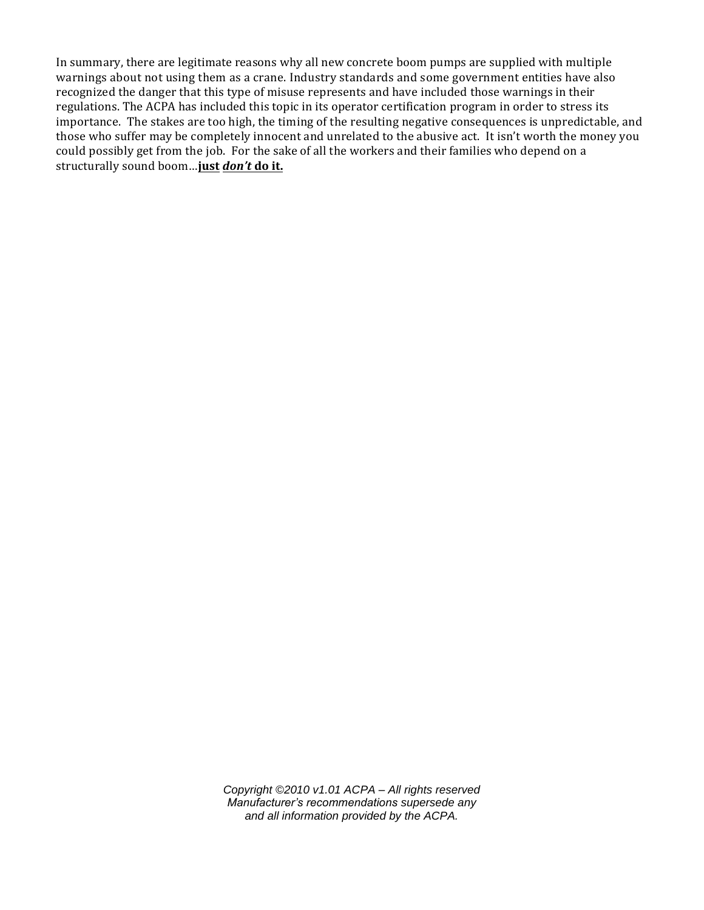In summary, there are legitimate reasons why all new concrete boom pumps are supplied with multiple warnings about not using them as a crane. Industry standards and some government entities have also recognized the danger that this type of misuse represents and have included those warnings in their regulations. The ACPA has included this topic in its operator certification program in order to stress its importance. The stakes are too high, the timing of the resulting negative consequences is unpredictable, and those who suffer may be completely innocent and unrelated to the abusive act. It isn't worth the money you could possibly get from the job. For the sake of all the workers and their families who depend on a structurally sound boom…<u>**just**</u> <u>***don't***</u> <u>**do it.**</u>

*Copyright ©2010 v1.01 ACPA – All rights reserved*
*Manufacturer's recommendations supersede any and all information provided by the ACPA.*